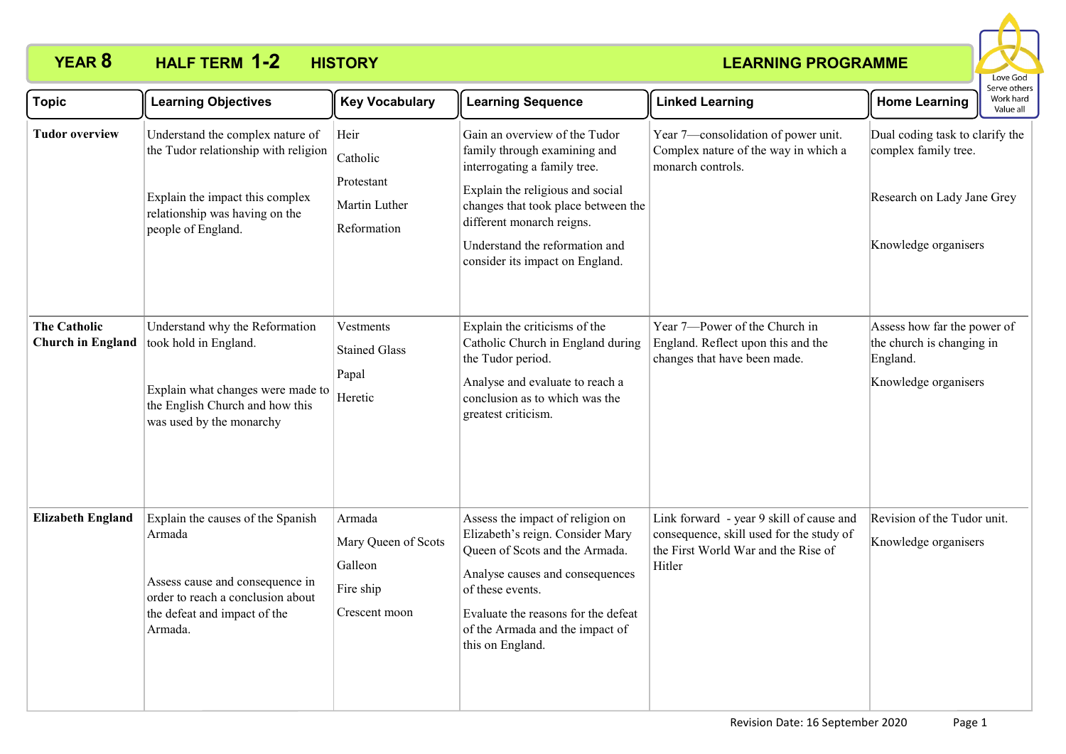# YEAR 8 HALF TERM 1-2 HISTORY LEARNING PROGRAMME

Love God
Serve others
Work hard
Value all

| Topic | Learning Objectives | Key Vocabulary | Learning Sequence | Linked Learning | Home Learning |
|---|---|---|---|---|---|
| **Tudor overview** | Understand the complex nature of the Tudor relationship with religion<br><br>Explain the impact this complex relationship was having on the people of England. | Heir<br>Catholic<br>Protestant<br>Martin Luther<br>Reformation | Gain an overview of the Tudor family through examining and interrogating a family tree.<br>Explain the religious and social changes that took place between the different monarch reigns.<br>Understand the reformation and consider its impact on England. | Year 7—consolidation of power unit. Complex nature of the way in which a monarch controls. | Dual coding task to clarify the complex family tree.<br><br>Research on Lady Jane Grey<br><br>Knowledge organisers |
| **The Catholic Church in England** | Understand why the Reformation took hold in England.<br><br>Explain what changes were made to the English Church and how this was used by the monarchy | Vestments<br>Stained Glass<br>Papal<br>Heretic | Explain the criticisms of the Catholic Church in England during the Tudor period.<br>Analyse and evaluate to reach a conclusion as to which was the greatest criticism. | Year 7—Power of the Church in England. Reflect upon this and the changes that have been made. | Assess how far the power of the church is changing in England.<br>Knowledge organisers |
| **Elizabeth England** | Explain the causes of the Spanish Armada<br><br>Assess cause and consequence in order to reach a conclusion about the defeat and impact of the Armada. | Armada<br>Mary Queen of Scots<br>Galleon<br>Fire ship<br>Crescent moon | Assess the impact of religion on Elizabeth's reign. Consider Mary Queen of Scots and the Armada.<br>Analyse causes and consequences of these events.<br>Evaluate the reasons for the defeat of the Armada and the impact of this on England. | Link forward - year 9 skill of cause and consequence, skill used for the study of the First World War and the Rise of Hitler | Revision of the Tudor unit.<br>Knowledge organisers |

Revision Date: 16 September 2020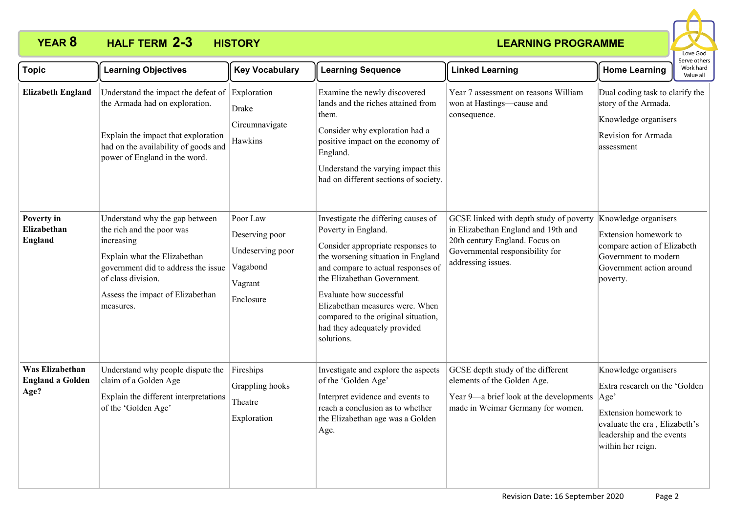# YEAR 8 HALF TERM 2-3 HISTORY LEARNING PROGRAMME

Love God
Serve others
Work hard
Value all

| Topic | Learning Objectives | Key Vocabulary | Learning Sequence | Linked Learning | Home Learning |
|---|---|---|---|---|---|
| **Elizabeth England** | Understand the impact the defeat of the Armada had on exploration.<br><br>Explain the impact that exploration had on the availability of goods and power of England in the word. | Exploration<br>Drake<br>Circumnavigate<br>Hawkins | Examine the newly discovered lands and the riches attained from them.<br>Consider why exploration had a positive impact on the economy of England.<br>Understand the varying impact this had on different sections of society. | Year 7 assessment on reasons William won at Hastings—cause and consequence. | Dual coding task to clarify the story of the Armada.<br>Knowledge organisers<br>Revision for Armada assessment |
| **Poverty in Elizabethan England** | Understand why the gap between the rich and the poor was increasing<br>Explain what the Elizabethan government did to address the issue of class division.<br>Assess the impact of Elizabethan measures. | Poor Law<br>Deserving poor<br>Undeserving poor<br>Vagabond<br>Vagrant<br>Enclosure | Investigate the differing causes of Poverty in England.<br>Consider appropriate responses to the worsening situation in England and compare to actual responses of the Elizabethan Government.<br>Evaluate how successful Elizabethan measures were. When compared to the original situation, had they adequately provided solutions. | GCSE linked with depth study of poverty in Elizabethan England and 19th and 20th century England. Focus on Governmental responsibility for addressing issues. | Knowledge organisers<br>Extension homework to compare action of Elizabeth Government to modern Government action around poverty. |
| **Was Elizabethan England a Golden Age?** | Understand why people dispute the claim of a Golden Age<br>Explain the different interpretations of the 'Golden Age' | Fireships<br>Grappling hooks<br>Theatre<br>Exploration | Investigate and explore the aspects of the 'Golden Age'<br>Interpret evidence and events to reach a conclusion as to whether the Elizabethan age was a Golden Age. | GCSE depth study of the different elements of the Golden Age.<br>Year 9—a brief look at the developments made in Weimar Germany for women. | Knowledge organisers<br>Extra research on the 'Golden Age'<br>Extension homework to evaluate the era , Elizabeth's leadership and the events within her reign. |

Revision Date: 16 September 2020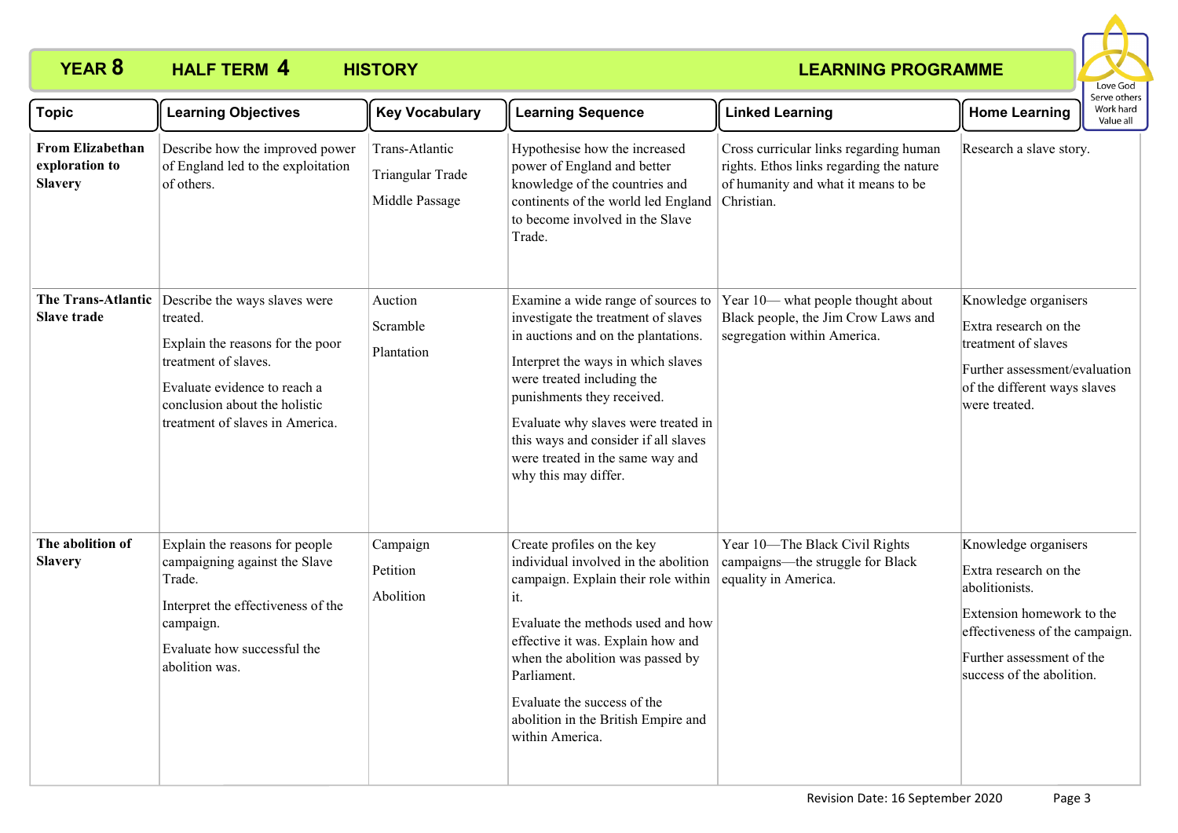**YEAR 8 HALF TERM 4 HISTORY LEARNING PROGRAMME**

| Topic | Learning Objectives | Key Vocabulary | Learning Sequence | Linked Learning | Home Learning |
|---|---|---|---|---|---|
| **From Elizabethan exploration to Slavery** | Describe how the improved power of England led to the exploitation of others. | Trans-Atlantic<br>Triangular Trade<br>Middle Passage | Hypothesise how the increased power of England and better knowledge of the countries and continents of the world led England to become involved in the Slave Trade. | Cross curricular links regarding human rights. Ethos links regarding the nature of humanity and what it means to be Christian. | Research a slave story. |
| **The Trans-Atlantic Slave trade** | Describe the ways slaves were treated.<br>Explain the reasons for the poor treatment of slaves.<br>Evaluate evidence to reach a conclusion about the holistic treatment of slaves in America. | Auction<br>Scramble<br>Plantation | Examine a wide range of sources to investigate the treatment of slaves in auctions and on the plantations.<br>Interpret the ways in which slaves were treated including the punishments they received.<br>Evaluate why slaves were treated in this ways and consider if all slaves were treated in the same way and why this may differ. | Year 10— what people thought about Black people, the Jim Crow Laws and segregation within America. | Knowledge organisers<br>Extra research on the treatment of slaves<br>Further assessment/evaluation of the different ways slaves were treated. |
| **The abolition of Slavery** | Explain the reasons for people campaigning against the Slave Trade.<br>Interpret the effectiveness of the campaign.<br>Evaluate how successful the abolition was. | Campaign<br>Petition<br>Abolition | Create profiles on the key individual involved in the abolition campaign. Explain their role within it.<br>Evaluate the methods used and how effective it was. Explain how and when the abolition was passed by Parliament.<br>Evaluate the success of the abolition in the British Empire and within America. | Year 10—The Black Civil Rights campaigns—the struggle for Black equality in America. | Knowledge organisers<br>Extra research on the abolitionists.<br>Extension homework to the effectiveness of the campaign.<br>Further assessment of the success of the abolition. |

Revision Date: 16 September 2020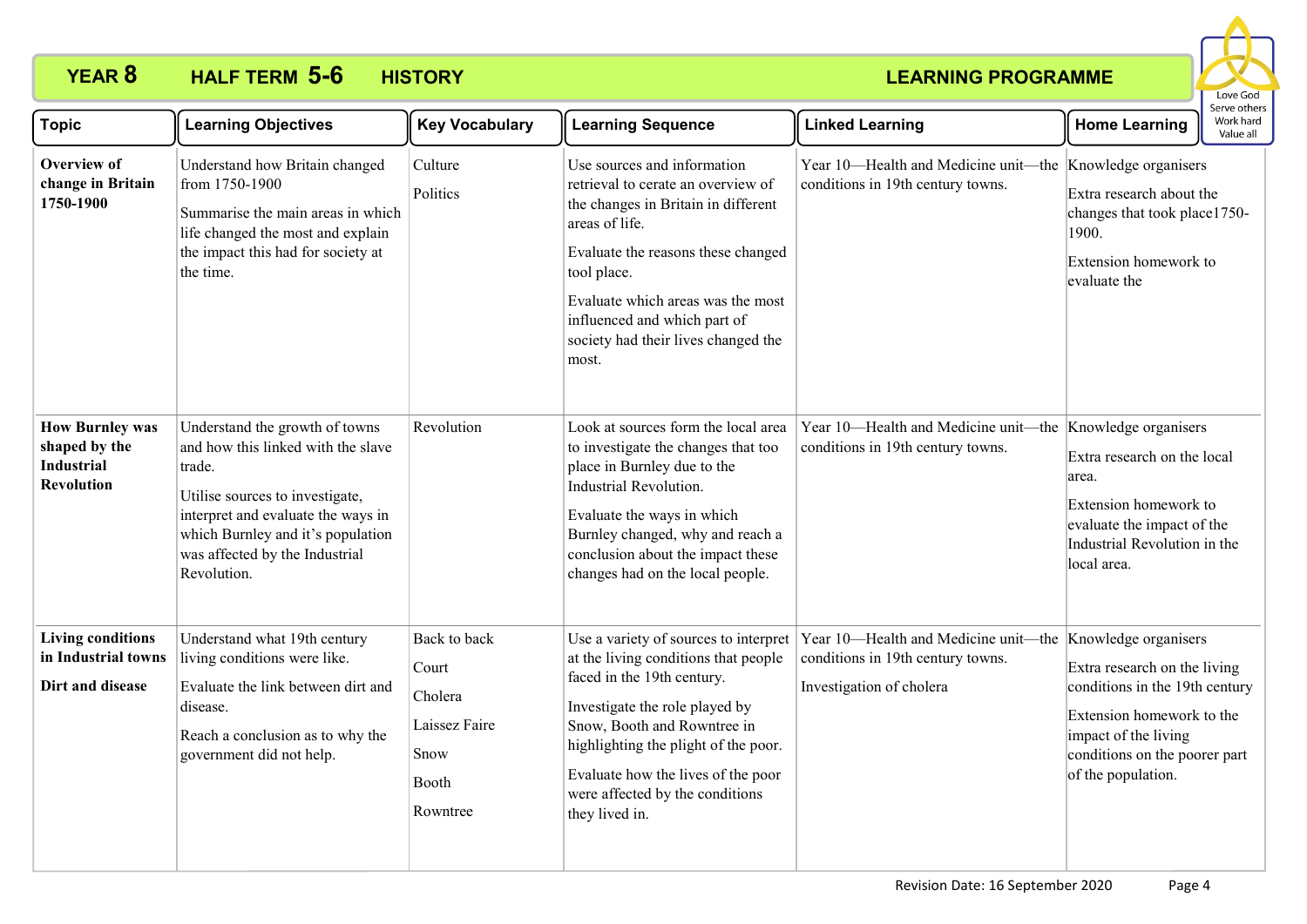**YEAR 8 HALF TERM 5-6 HISTORY LEARNING PROGRAMME**

| Topic | Learning Objectives | Key Vocabulary | Learning Sequence | Linked Learning | Home Learning |
|---|---|---|---|---|---|
| **Overview of change in Britain 1750-1900** | Understand how Britain changed from 1750-1900<br><br>Summarise the main areas in which life changed the most and explain the impact this had for society at the time. | Culture<br><br>Politics | Use sources and information retrieval to cerate an overview of the changes in Britain in different areas of life.<br><br>Evaluate the reasons these changed tool place.<br><br>Evaluate which areas was the most influenced and which part of society had their lives changed the most. | Year 10—Health and Medicine unit—the conditions in 19th century towns. | Knowledge organisers<br><br>Extra research about the changes that took place1750-1900.<br><br>Extension homework to evaluate the |
| **How Burnley was shaped by the Industrial Revolution** | Understand the growth of towns and how this linked with the slave trade.<br><br>Utilise sources to investigate, interpret and evaluate the ways in which Burnley and it's population was affected by the Industrial Revolution. | Revolution | Look at sources form the local area to investigate the changes that too place in Burnley due to the Industrial Revolution.<br><br>Evaluate the ways in which Burnley changed, why and reach a conclusion about the impact these changes had on the local people. | Year 10—Health and Medicine unit—the conditions in 19th century towns. | Knowledge organisers<br><br>Extra research on the local area.<br><br>Extension homework to evaluate the impact of the Industrial Revolution in the local area. |
| **Living conditions in Industrial towns**<br><br>**Dirt and disease** | Understand what 19th century living conditions were like.<br><br>Evaluate the link between dirt and disease.<br><br>Reach a conclusion as to why the government did not help. | Back to back<br><br>Court<br><br>Cholera<br><br>Laissez Faire<br><br>Snow<br><br>Booth<br><br>Rowntree | Use a variety of sources to interpret at the living conditions that people faced in the 19th century.<br><br>Investigate the role played by Snow, Booth and Rowntree in highlighting the plight of the poor.<br><br>Evaluate how the lives of the poor were affected by the conditions they lived in. | Year 10—Health and Medicine unit—the conditions in 19th century towns.<br><br>Investigation of cholera | Knowledge organisers<br><br>Extra research on the living conditions in the 19th century<br><br>Extension homework to the impact of the living conditions on the poorer part of the population. |

Revision Date: 16 September 2020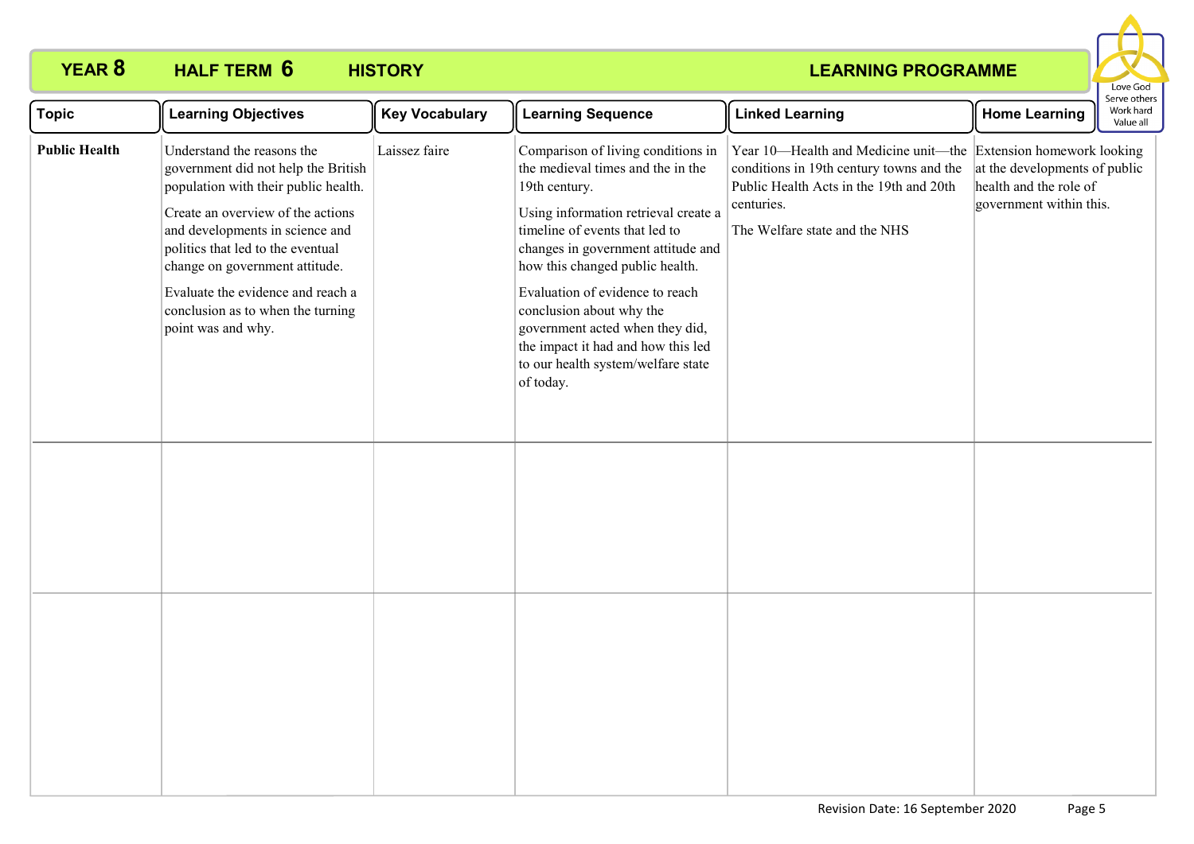**YEAR 8 HALF TERM 6 HISTORY LEARNING PROGRAMME**

Love God
Serve others
Work hard
Value all

| Topic | Learning Objectives | Key Vocabulary | Learning Sequence | Linked Learning | Home Learning |
|---|---|---|---|---|---|
| **Public Health** | Understand the reasons the government did not help the British population with their public health.<br><br>Create an overview of the actions and developments in science and politics that led to the eventual change on government attitude.<br><br>Evaluate the evidence and reach a conclusion as to when the turning point was and why. | Laissez faire | Comparison of living conditions in the medieval times and the in the 19th century.<br><br>Using information retrieval create a timeline of events that led to changes in government attitude and how this changed public health.<br><br>Evaluation of evidence to reach conclusion about why the government acted when they did, the impact it had and how this led to our health system/welfare state of today. | Year 10—Health and Medicine unit—the conditions in 19th century towns and the Public Health Acts in the 19th and 20th centuries.<br><br>The Welfare state and the NHS | Extension homework looking at the developments of public health and the role of government within this. |
| | | | | | |
| | | | | | |

Revision Date: 16 September 2020